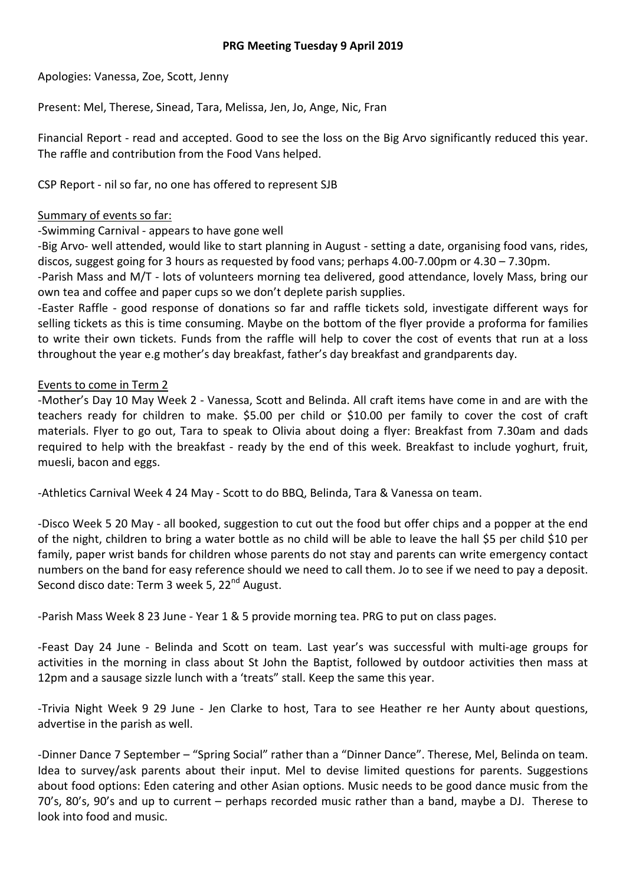**PRG Meeting Tuesday 9 April 2019**

Apologies: Vanessa, Zoe, Scott, Jenny

Present: Mel, Therese, Sinead, Tara, Melissa, Jen, Jo, Ange, Nic, Fran

Financial Report - read and accepted. Good to see the loss on the Big Arvo significantly reduced this year. The raffle and contribution from the Food Vans helped.

CSP Report - nil so far, no one has offered to represent SJB

<u>Summary of events so far:</u>

-Swimming Carnival - appears to have gone well

-Big Arvo- well attended, would like to start planning in August - setting a date, organising food vans, rides, discos, suggest going for 3 hours as requested by food vans; perhaps 4.00-7.00pm or 4.30 – 7.30pm.

-Parish Mass and M/T - lots of volunteers morning tea delivered, good attendance, lovely Mass, bring our own tea and coffee and paper cups so we don't deplete parish supplies.

-Easter Raffle - good response of donations so far and raffle tickets sold, investigate different ways for selling tickets as this is time consuming. Maybe on the bottom of the flyer provide a proforma for families to write their own tickets. Funds from the raffle will help to cover the cost of events that run at a loss throughout the year e.g mother's day breakfast, father's day breakfast and grandparents day.

<u>Events to come in Term 2</u>

-Mother's Day 10 May Week 2 - Vanessa, Scott and Belinda. All craft items have come in and are with the teachers ready for children to make. $5.00 per child or $10.00 per family to cover the cost of craft materials. Flyer to go out, Tara to speak to Olivia about doing a flyer: Breakfast from 7.30am and dads required to help with the breakfast - ready by the end of this week. Breakfast to include yoghurt, fruit, muesli, bacon and eggs.

-Athletics Carnival Week 4 24 May - Scott to do BBQ, Belinda, Tara & Vanessa on team.

-Disco Week 5 20 May - all booked, suggestion to cut out the food but offer chips and a popper at the end of the night, children to bring a water bottle as no child will be able to leave the hall $5 per child $10 per family, paper wrist bands for children whose parents do not stay and parents can write emergency contact numbers on the band for easy reference should we need to call them. Jo to see if we need to pay a deposit. Second disco date: Term 3 week 5, 22nd August.

-Parish Mass Week 8 23 June - Year 1 & 5 provide morning tea. PRG to put on class pages.

-Feast Day 24 June - Belinda and Scott on team. Last year's was successful with multi-age groups for activities in the morning in class about St John the Baptist, followed by outdoor activities then mass at 12pm and a sausage sizzle lunch with a 'treats" stall. Keep the same this year.

-Trivia Night Week 9 29 June - Jen Clarke to host, Tara to see Heather re her Aunty about questions, advertise in the parish as well.

-Dinner Dance 7 September – "Spring Social" rather than a "Dinner Dance". Therese, Mel, Belinda on team. Idea to survey/ask parents about their input. Mel to devise limited questions for parents. Suggestions about food options: Eden catering and other Asian options. Music needs to be good dance music from the 70's, 80's, 90's and up to current – perhaps recorded music rather than a band, maybe a DJ. Therese to look into food and music.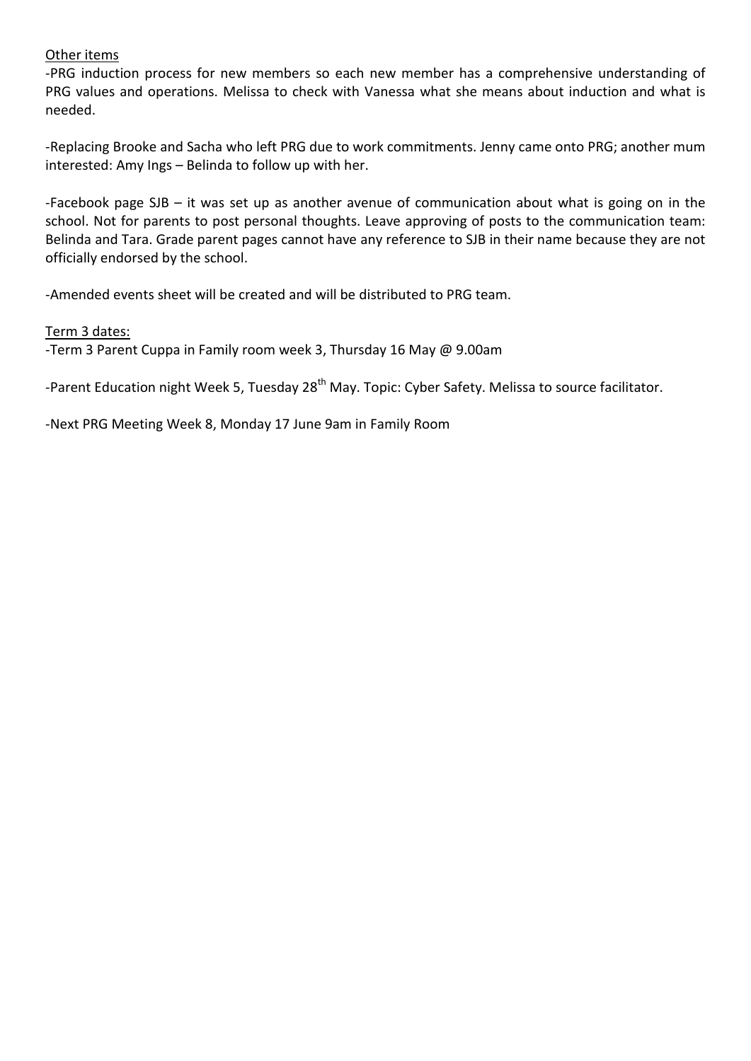Other items

-PRG induction process for new members so each new member has a comprehensive understanding of PRG values and operations. Melissa to check with Vanessa what she means about induction and what is needed.

-Replacing Brooke and Sacha who left PRG due to work commitments. Jenny came onto PRG; another mum interested: Amy Ings – Belinda to follow up with her.

-Facebook page SJB – it was set up as another avenue of communication about what is going on in the school. Not for parents to post personal thoughts. Leave approving of posts to the communication team: Belinda and Tara. Grade parent pages cannot have any reference to SJB in their name because they are not officially endorsed by the school.

-Amended events sheet will be created and will be distributed to PRG team.

Term 3 dates:

-Term 3 Parent Cuppa in Family room week 3, Thursday 16 May @ 9.00am

-Parent Education night Week 5, Tuesday 28th May. Topic: Cyber Safety. Melissa to source facilitator.

-Next PRG Meeting Week 8, Monday 17 June 9am in Family Room